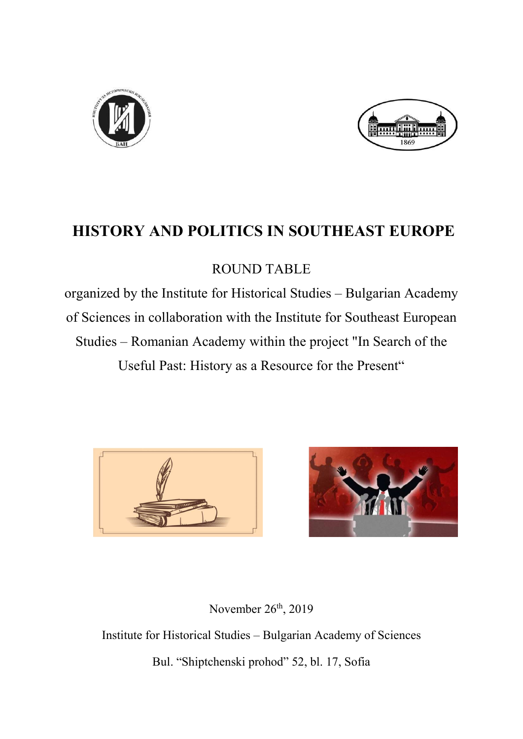# HISTORY AND POLITICS IN SOUTHEAST EUROPE

ROUND TABLE

organized by the Institute for Historical Studies – Bulgarian Academy of Sciences in collaboration with the Institute for Southeast European Studies – Romanian Academy within the project "In Search of the Useful Past: History as a Resource for the Present“

November 26th, 2019

Institute for Historical Studies – Bulgarian Academy of Sciences

Bul. “Shiptchenski prohod” 52, bl. 17, Sofia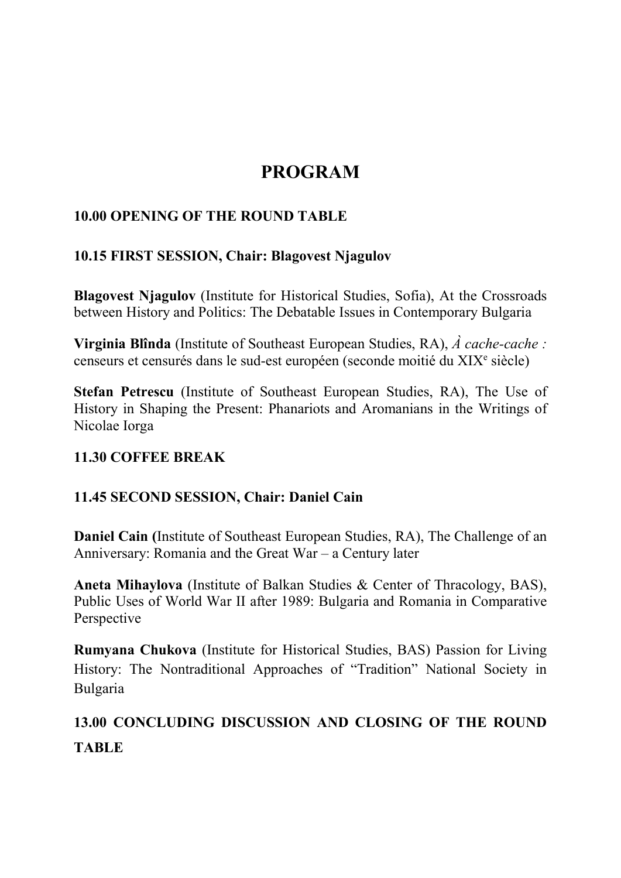# PROGRAM

**10.00 OPENING OF THE ROUND TABLE**

**10.15 FIRST SESSION, Chair: Blagovest Njagulov**

**Blagovest Njagulov** (Institute for Historical Studies, Sofia), At the Crossroads between History and Politics: The Debatable Issues in Contemporary Bulgaria

**Virginia Blînda** (Institute of Southeast European Studies, RA), *À cache-cache :* censeurs et censurés dans le sud-est européen (seconde moitié du XIX[e] siècle)

**Stefan Petrescu** (Institute of Southeast European Studies, RA), The Use of History in Shaping the Present: Phanariots and Aromanians in the Writings of Nicolae Iorga

**11.30 COFFEE BREAK**

**11.45 SECOND SESSION, Chair: Daniel Cain**

**Daniel Cain (**Institute of Southeast European Studies, RA), The Challenge of an Anniversary: Romania and the Great War – a Century later

**Aneta Mihaylova** (Institute of Balkan Studies & Center of Thracology, BAS), Public Uses of World War II after 1989: Bulgaria and Romania in Comparative Perspective

**Rumyana Chukova** (Institute for Historical Studies, BAS) Passion for Living History: The Nontraditional Approaches of "Tradition" National Society in Bulgaria

**13.00 CONCLUDING DISCUSSION AND CLOSING OF THE ROUND TABLE**